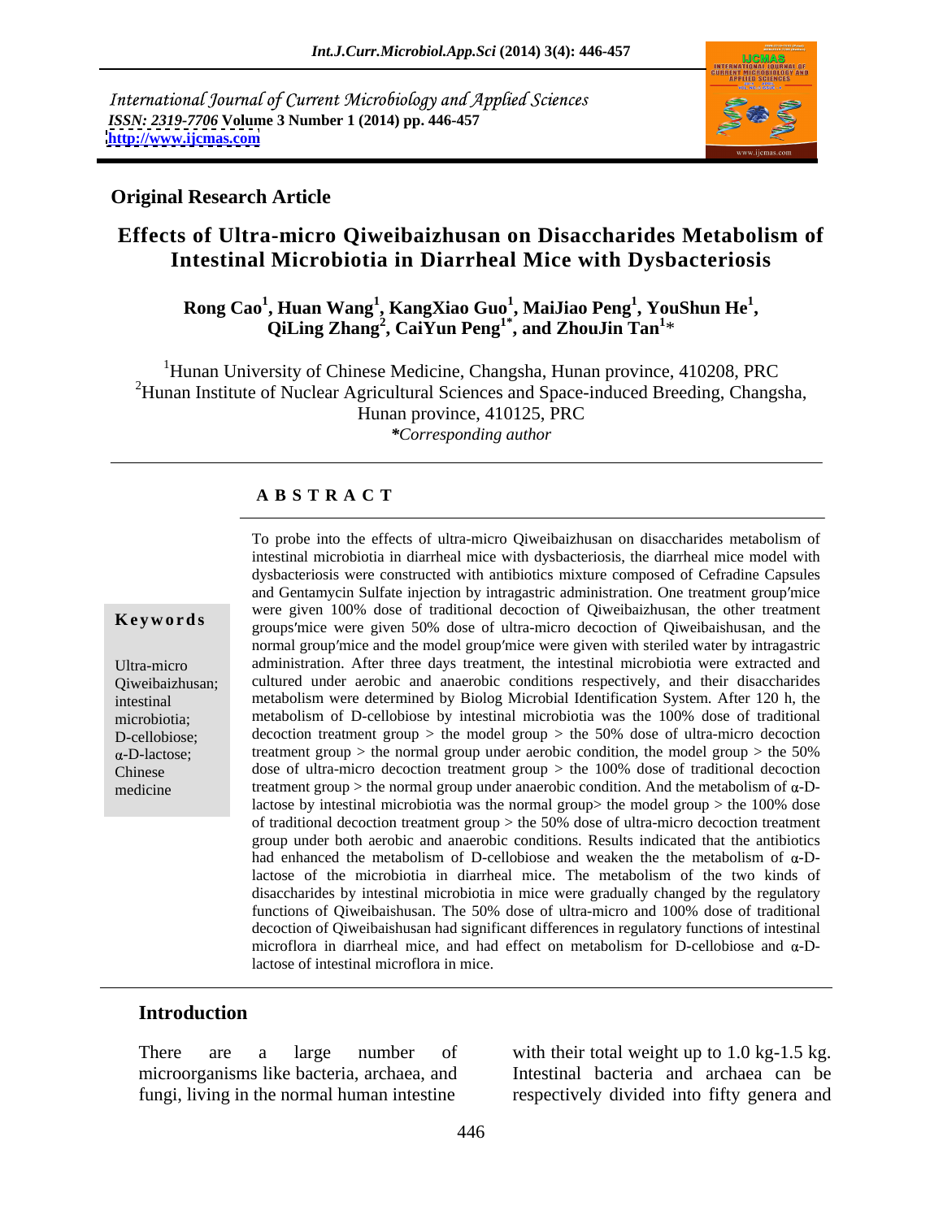International Journal of Current Microbiology and Applied Sciences
*ISSN: 2319-7706* **Volume 3 Number 1 (2014) pp. 446-457**
**http://www.ijcmas.com**

**Original Research Article**

# Effects of Ultra-micro Qiweibaizhusan on Disaccharides Metabolism of Intestinal Microbiotia in Diarrheal Mice with Dysbacteriosis

**Rong Cao[1], Huan Wang[1], KangXiao Guo[1], MaiJiao Peng[1], YouShun He[1], QiLing Zhang[2], CaiYun Peng[1*], and ZhouJin Tan[1]***

[1]Hunan University of Chinese Medicine, Changsha, Hunan province, 410208, PRC
[2]Hunan Institute of Nuclear Agricultural Sciences and Space-induced Breeding, Changsha, Hunan province, 410125, PRC
*Corresponding author*

## ABSTRACT

**Keywords**

Ultra-micro Qiweibaizhusan; intestinal microbiotia; D-cellobiose; α-D-lactose; Chinese medicine

To probe into the effects of ultra-micro Qiweibaizhusan on disaccharides metabolism of intestinal microbiotia in diarrheal mice with dysbacteriosis, the diarrheal mice model with dysbacteriosis were constructed with antibiotics mixture composed of Cefradine Capsules and Gentamycin Sulfate injection by intragastric administration. One treatment group′mice were given 100% dose of traditional decoction of Qiweibaizhusan, the other treatment groups′mice were given 50% dose of ultra-micro decoction of Qiweibaishusan, and the normal group′mice and the model group′mice were given with steriled water by intragastric administration. After three days treatment, the intestinal microbiotia were extracted and cultured under aerobic and anaerobic conditions respectively, and their disaccharides metabolism were determined by Biolog Microbial Identification System. After 120 h, the metabolism of D-cellobiose by intestinal microbiotia was the 100% dose of traditional decoction treatment group > the model group > the 50% dose of ultra-micro decoction treatment group > the normal group under aerobic condition, the model group > the 50% dose of ultra-micro decoction treatment group > the 100% dose of traditional decoction treatment group > the normal group under anaerobic condition. And the metabolism of α-D-lactose by intestinal microbiotia was the normal group> the model group > the 100% dose of traditional decoction treatment group > the 50% dose of ultra-micro decoction treatment group under both aerobic and anaerobic conditions. Results indicated that the antibiotics had enhanced the metabolism of D-cellobiose and weaken the the metabolism of α-D-lactose of the microbiotia in diarrheal mice. The metabolism of the two kinds of disaccharides by intestinal microbiotia in mice were gradually changed by the regulatory functions of Qiweibaishusan. The 50% dose of ultra-micro and 100% dose of traditional decoction of Qiweibaishusan had significant differences in regulatory functions of intestinal microflora in diarrheal mice, and had effect on metabolism for D-cellobiose and α-D-lactose of intestinal microflora in mice.

## Introduction

There are a large number of microorganisms like bacteria, archaea, and fungi, living in the normal human intestine with their total weight up to 1.0 kg-1.5 kg. Intestinal bacteria and archaea can be respectively divided into fifty genera and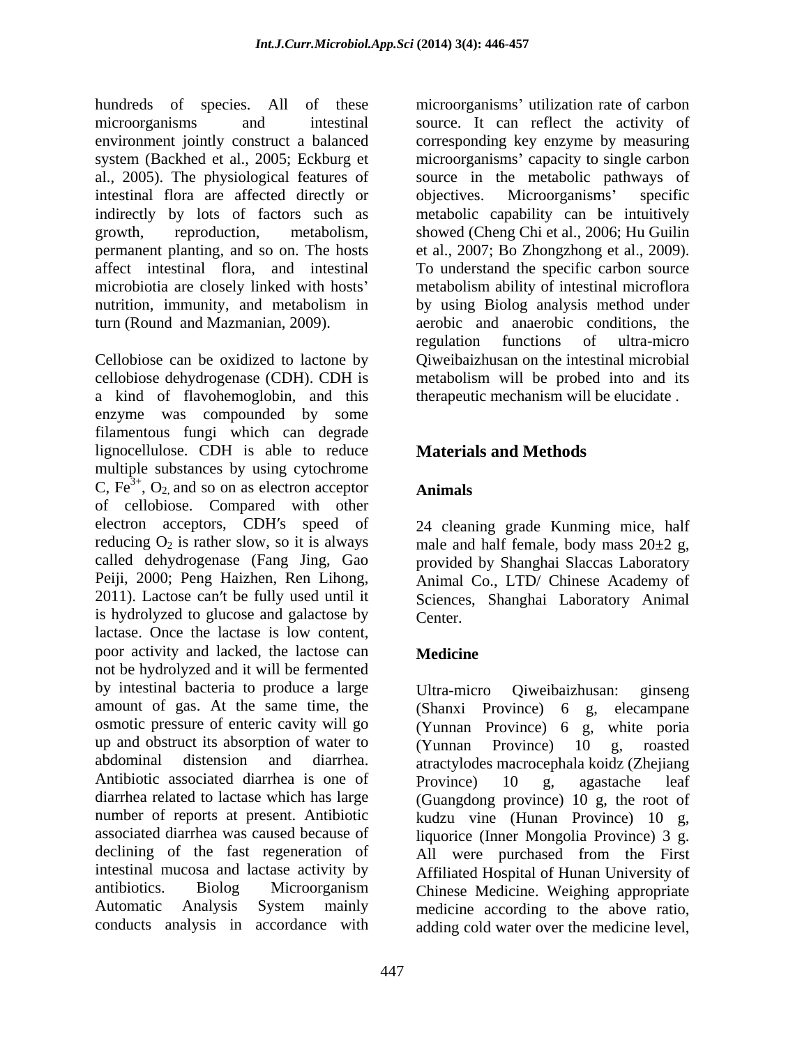hundreds of species. All of these microorganisms and intestinal environment jointly construct a balanced system (Backhed et al., 2005; Eckburg et al., 2005). The physiological features of intestinal flora are affected directly or indirectly by lots of factors such as growth, reproduction, metabolism, permanent planting, and so on. The hosts affect intestinal flora, and intestinal microbiotia are closely linked with hosts' nutrition, immunity, and metabolism in turn (Round and Mazmanian, 2009).

Cellobiose can be oxidized to lactone by cellobiose dehydrogenase (CDH). CDH is a kind of flavohemoglobin, and this enzyme was compounded by some filamentous fungi which can degrade lignocellulose. CDH is able to reduce multiple substances by using cytochrome C, $Fe^{3+}$, $O_2$, and so on as electron acceptor of cellobiose. Compared with other electron acceptors, CDH′s speed of reducing $O_2$ is rather slow, so it is always called dehydrogenase (Fang Jing, Gao Peiji, 2000; Peng Haizhen, Ren Lihong, 2011). Lactose can′t be fully used until it is hydrolyzed to glucose and galactose by lactase. Once the lactase is low content, poor activity and lacked, the lactose can not be hydrolyzed and it will be fermented by intestinal bacteria to produce a large amount of gas. At the same time, the osmotic pressure of enteric cavity will go up and obstruct its absorption of water to abdominal distension and diarrhea. Antibiotic associated diarrhea is one of diarrhea related to lactase which has large number of reports at present. Antibiotic associated diarrhea was caused because of declining of the fast regeneration of intestinal mucosa and lactase activity by antibiotics. Biolog Microorganism Automatic Analysis System mainly conducts analysis in accordance with microorganisms' utilization rate of carbon source. It can reflect the activity of corresponding key enzyme by measuring microorganisms' capacity to single carbon source in the metabolic pathways of objectives. Microorganisms' specific metabolic capability can be intuitively showed (Cheng Chi et al., 2006; Hu Guilin et al., 2007; Bo Zhongzhong et al., 2009). To understand the specific carbon source metabolism ability of intestinal microflora by using Biolog analysis method under aerobic and anaerobic conditions, the regulation functions of ultra-micro Qiweibaizhusan on the intestinal microbial metabolism will be probed into and its therapeutic mechanism will be elucidate .

## Materials and Methods

### Animals

24 cleaning grade Kunming mice, half male and half female, body mass 20±2 g, provided by Shanghai Slaccas Laboratory Animal Co., LTD/ Chinese Academy of Sciences, Shanghai Laboratory Animal Center.

### Medicine

Ultra-micro Qiweibaizhusan: ginseng (Shanxi Province) 6 g, elecampane (Yunnan Province) 6 g, white poria (Yunnan Province) 10 g, roasted atractylodes macrocephala koidz (Zhejiang Province) 10 g, agastache leaf (Guangdong province) 10 g, the root of kudzu vine (Hunan Province) 10 g, liquorice (Inner Mongolia Province) 3 g. All were purchased from the First Affiliated Hospital of Hunan University of Chinese Medicine. Weighing appropriate medicine according to the above ratio, adding cold water over the medicine level,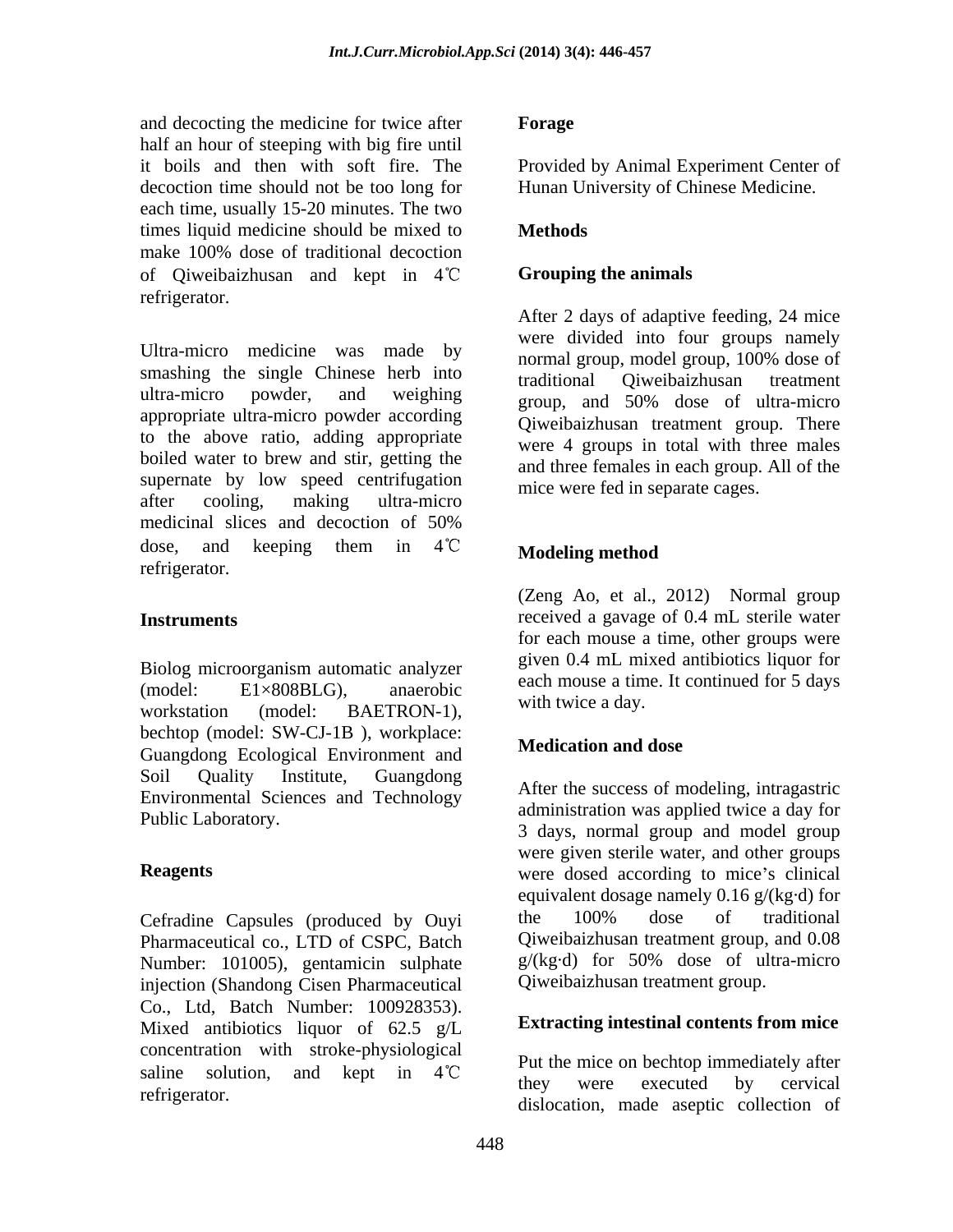and decocting the medicine for twice after half an hour of steeping with big fire until it boils and then with soft fire. The decoction time should not be too long for each time, usually 15-20 minutes. The two times liquid medicine should be mixed to make 100% dose of traditional decoction of Qiweibaizhusan and kept in 4℃ refrigerator.

Ultra-micro medicine was made by smashing the single Chinese herb into ultra-micro powder, and weighing appropriate ultra-micro powder according to the above ratio, adding appropriate boiled water to brew and stir, getting the supernate by low speed centrifugation after cooling, making ultra-micro medicinal slices and decoction of 50% dose, and keeping them in 4℃ refrigerator.

## Instruments

Biolog microorganism automatic analyzer (model: E1×808BLG), anaerobic workstation (model: BAETRON-1), bechtop (model: SW-CJ-1B ), workplace: Guangdong Ecological Environment and Soil Quality Institute, Guangdong Environmental Sciences and Technology Public Laboratory.

## Reagents

Cefradine Capsules (produced by Ouyi Pharmaceutical co., LTD of CSPC, Batch Number: 101005), gentamicin sulphate injection (Shandong Cisen Pharmaceutical Co., Ltd, Batch Number: 100928353). Mixed antibiotics liquor of 62.5 g/L concentration with stroke-physiological saline solution, and kept in 4℃ refrigerator.

## Forage

Provided by Animal Experiment Center of Hunan University of Chinese Medicine.

## Methods

### Grouping the animals

After 2 days of adaptive feeding, 24 mice were divided into four groups namely normal group, model group, 100% dose of traditional Qiweibaizhusan treatment group, and 50% dose of ultra-micro Qiweibaizhusan treatment group. There were 4 groups in total with three males and three females in each group. All of the mice were fed in separate cages.

### Modeling method

(Zeng Ao, et al., 2012) Normal group received a gavage of 0.4 mL sterile water for each mouse a time, other groups were given 0.4 mL mixed antibiotics liquor for each mouse a time. It continued for 5 days with twice a day.

### Medication and dose

After the success of modeling, intragastric administration was applied twice a day for 3 days, normal group and model group were given sterile water, and other groups were dosed according to mice's clinical equivalent dosage namely 0.16 g/(kg·d) for the 100% dose of traditional Qiweibaizhusan treatment group, and 0.08 g/(kg·d) for 50% dose of ultra-micro Qiweibaizhusan treatment group.

### Extracting intestinal contents from mice

Put the mice on bechtop immediately after they were executed by cervical dislocation, made aseptic collection of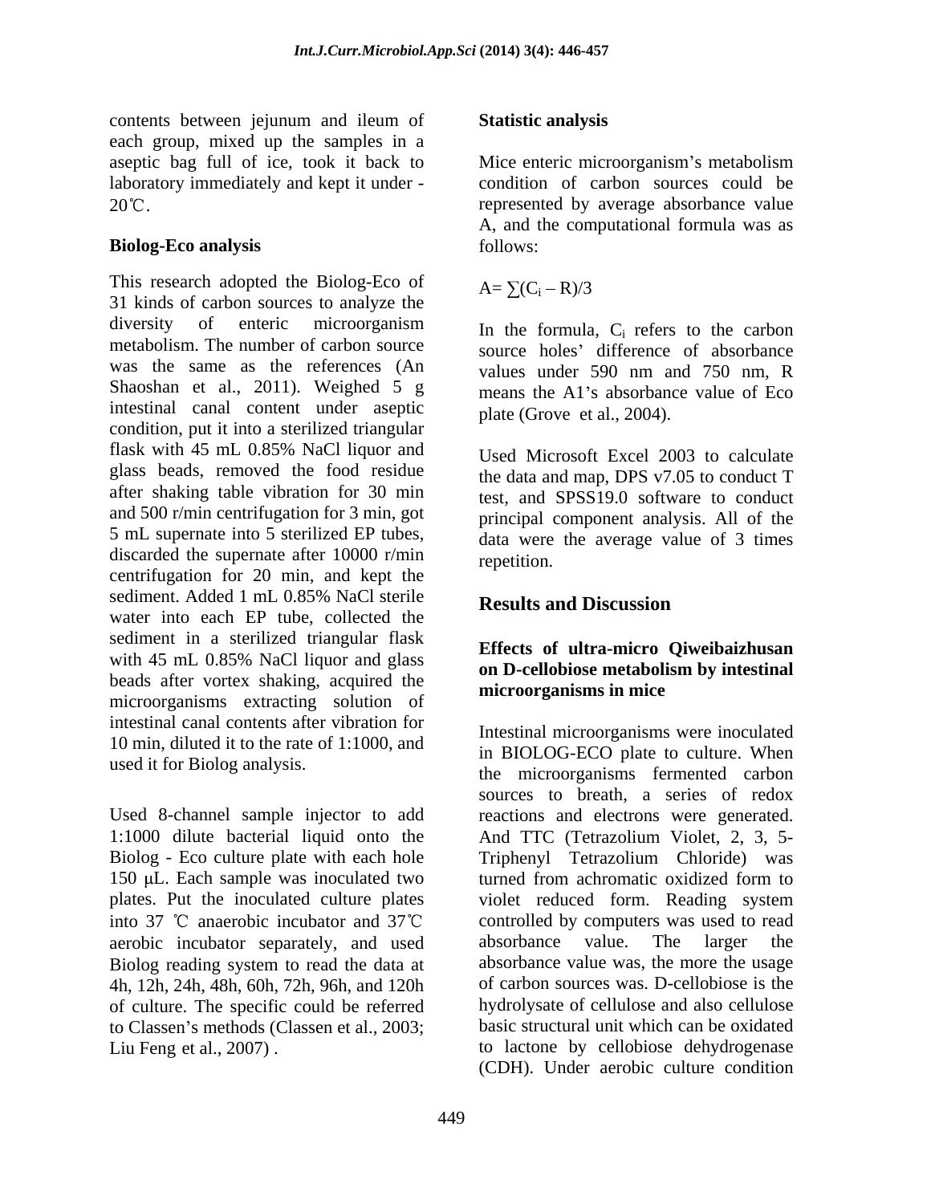contents between jejunum and ileum of each group, mixed up the samples in a aseptic bag full of ice, took it back to laboratory immediately and kept it under -20℃.

**Biolog-Eco analysis**

This research adopted the Biolog-Eco of 31 kinds of carbon sources to analyze the diversity of enteric microorganism metabolism. The number of carbon source was the same as the references (An Shaoshan et al., 2011). Weighed 5 g intestinal canal content under aseptic condition, put it into a sterilized triangular flask with 45 mL 0.85% NaCl liquor and glass beads, removed the food residue after shaking table vibration for 30 min and 500 r/min centrifugation for 3 min, got 5 mL supernate into 5 sterilized EP tubes, discarded the supernate after 10000 r/min centrifugation for 20 min, and kept the sediment. Added 1 mL 0.85% NaCl sterile water into each EP tube, collected the sediment in a sterilized triangular flask with 45 mL 0.85% NaCl liquor and glass beads after vortex shaking, acquired the microorganisms extracting solution of intestinal canal contents after vibration for 10 min, diluted it to the rate of 1:1000, and used it for Biolog analysis.

Used 8-channel sample injector to add 1:1000 dilute bacterial liquid onto the Biolog - Eco culture plate with each hole 150 μL. Each sample was inoculated two plates. Put the inoculated culture plates into 37 ℃ anaerobic incubator and 37℃ aerobic incubator separately, and used Biolog reading system to read the data at 4h, 12h, 24h, 48h, 60h, 72h, 96h, and 120h of culture. The specific could be referred to Classen's methods (Classen et al., 2003; Liu Feng et al., 2007) .

**Statistic analysis**

Mice enteric microorganism's metabolism condition of carbon sources could be represented by average absorbance value A, and the computational formula was as follows:

$$A= \sum(C_i - R)/3$$

In the formula, $C_i$ refers to the carbon source holes' difference of absorbance values under 590 nm and 750 nm, R means the A1's absorbance value of Eco plate (Grove et al., 2004).

Used Microsoft Excel 2003 to calculate the data and map, DPS v7.05 to conduct T test, and SPSS19.0 software to conduct principal component analysis. All of the data were the average value of 3 times repetition.

## Results and Discussion

### Effects of ultra-micro Qiweibaizhusan on D-cellobiose metabolism by intestinal microorganisms in mice

Intestinal microorganisms were inoculated in BIOLOG-ECO plate to culture. When the microorganisms fermented carbon sources to breath, a series of redox reactions and electrons were generated. And TTC (Tetrazolium Violet, 2, 3, 5-Triphenyl Tetrazolium Chloride) was turned from achromatic oxidized form to violet reduced form. Reading system controlled by computers was used to read absorbance value. The larger the absorbance value was, the more the usage of carbon sources was. D-cellobiose is the hydrolysate of cellulose and also cellulose basic structural unit which can be oxidated to lactone by cellobiose dehydrogenase (CDH). Under aerobic culture condition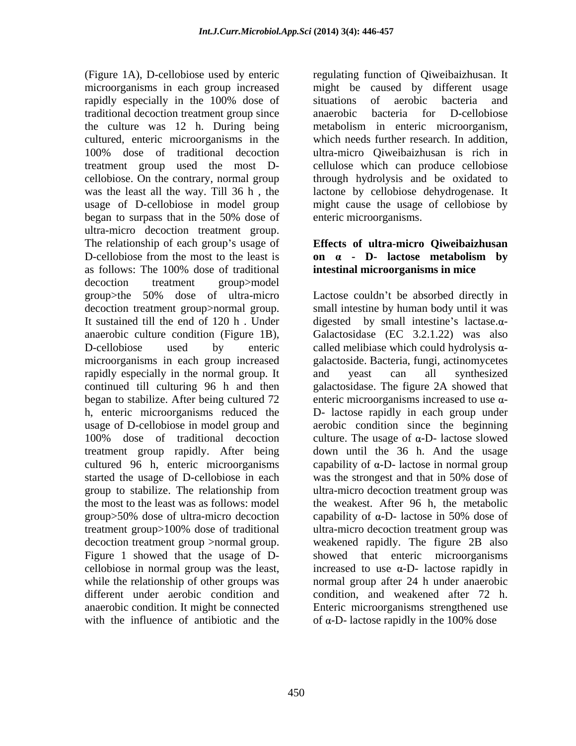(Figure 1A), D-cellobiose used by enteric microorganisms in each group increased rapidly especially in the 100% dose of traditional decoction treatment group since the culture was 12 h. During being cultured, enteric microorganisms in the 100% dose of traditional decoction treatment group used the most D-cellobiose. On the contrary, normal group was the least all the way. Till 36 h , the usage of D-cellobiose in model group began to surpass that in the 50% dose of ultra-micro decoction treatment group. The relationship of each group's usage of D-cellobiose from the most to the least is as follows: The 100% dose of traditional decoction treatment group>model group>the 50% dose of ultra-micro decoction treatment group>normal group. It sustained till the end of 120 h . Under anaerobic culture condition (Figure 1B), D-cellobiose used by enteric microorganisms in each group increased rapidly especially in the normal group. It continued till culturing 96 h and then began to stabilize. After being cultured 72 h, enteric microorganisms reduced the usage of D-cellobiose in model group and 100% dose of traditional decoction treatment group rapidly. After being cultured 96 h, enteric microorganisms started the usage of D-cellobiose in each group to stabilize. The relationship from the most to the least was as follows: model group>50% dose of ultra-micro decoction treatment group>100% dose of traditional decoction treatment group >normal group. Figure 1 showed that the usage of D-cellobiose in normal group was the least, while the relationship of other groups was different under aerobic condition and anaerobic condition. It might be connected with the influence of antibiotic and the regulating function of Qiweibaizhusan. It might be caused by different usage situations of aerobic bacteria and anaerobic bacteria for D-cellobiose metabolism in enteric microorganism, which needs further research. In addition, ultra-micro Qiweibaizhusan is rich in cellulose which can produce cellobiose through hydrolysis and be oxidated to lactone by cellobiose dehydrogenase. It might cause the usage of cellobiose by enteric microorganisms.

### Effects of ultra-micro Qiweibaizhusan on α - D- lactose metabolism by intestinal microorganisms in mice

Lactose couldn't be absorbed directly in small intestine by human body until it was digested by small intestine's lactase.α-Galactosidase (EC 3.2.1.22) was also called melibiase which could hydrolysis α-galactoside. Bacteria, fungi, actinomycetes and yeast can all synthesized galactosidase. The figure 2A showed that enteric microorganisms increased to use α-D- lactose rapidly in each group under aerobic condition since the beginning culture. The usage of α-D- lactose slowed down until the 36 h. And the usage capability of α-D- lactose in normal group was the strongest and that in 50% dose of ultra-micro decoction treatment group was the weakest. After 96 h, the metabolic capability of α-D- lactose in 50% dose of ultra-micro decoction treatment group was weakened rapidly. The figure 2B also showed that enteric microorganisms increased to use α-D- lactose rapidly in normal group after 24 h under anaerobic condition, and weakened after 72 h. Enteric microorganisms strengthened use of α-D- lactose rapidly in the 100% dose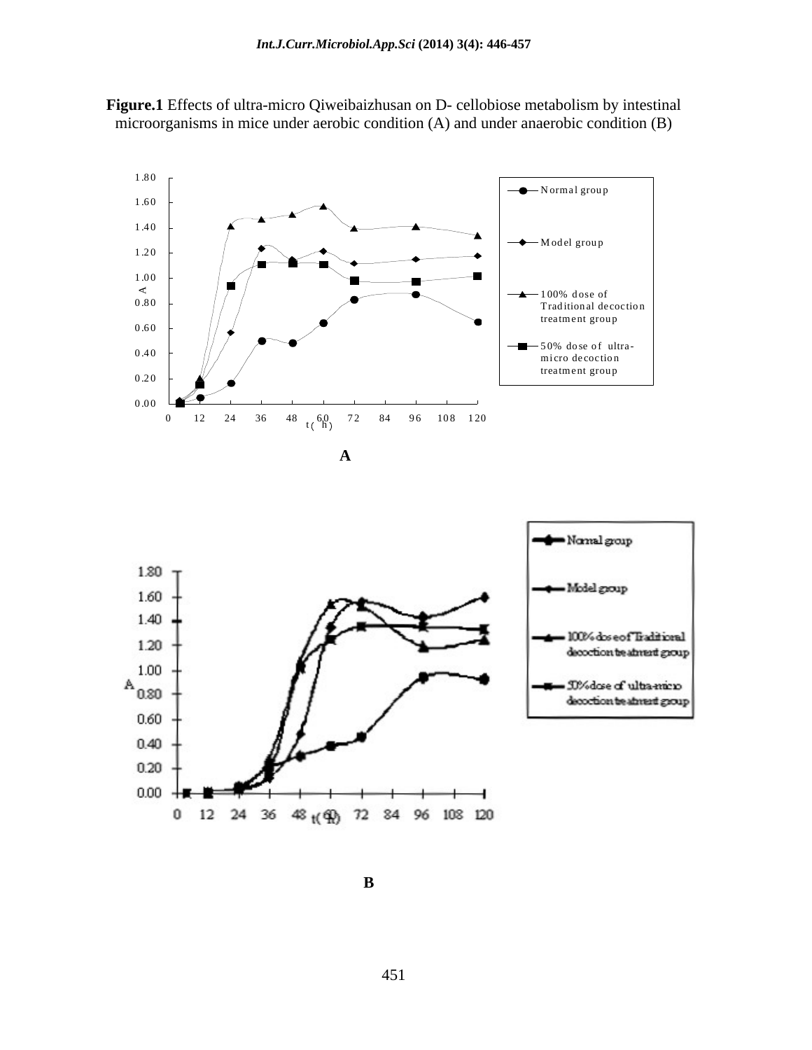**Figure.1** Effects of ultra-micro Qiweibaizhusan on D- cellobiose metabolism by intestinal microorganisms in mice under aerobic condition (A) and under anaerobic condition (B)

A

B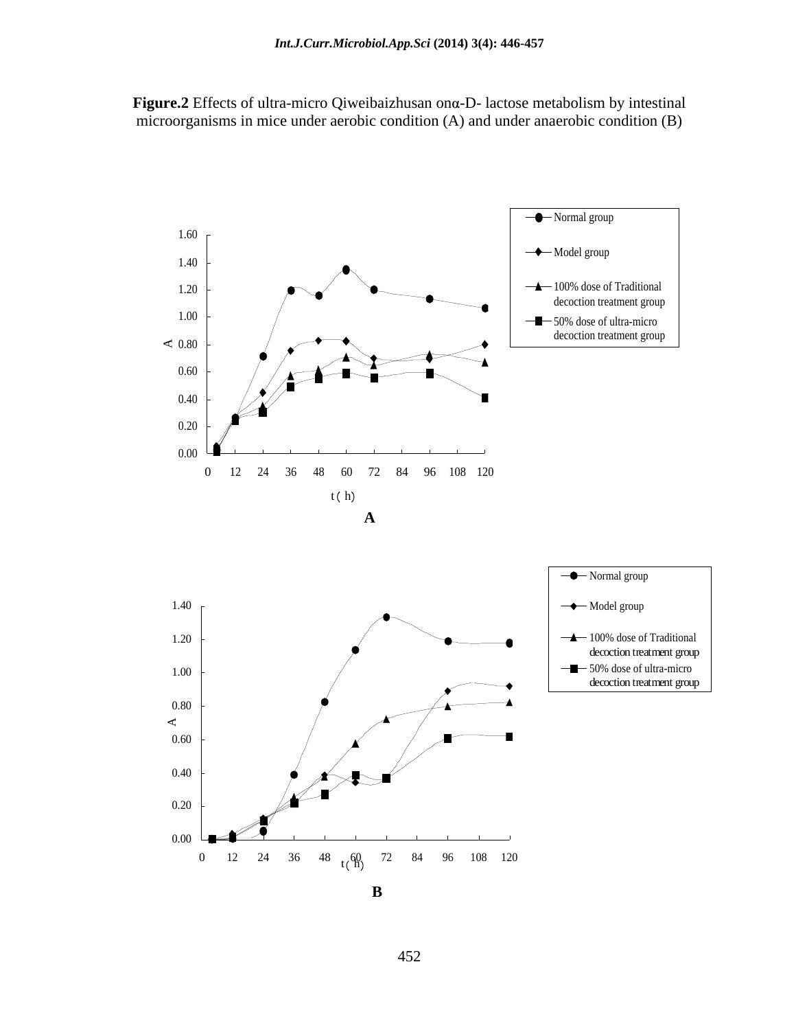**Figure.2** Effects of ultra-micro Qiweibaizhusan onα-D- lactose metabolism by intestinal microorganisms in mice under aerobic condition (A) and under anaerobic condition (B)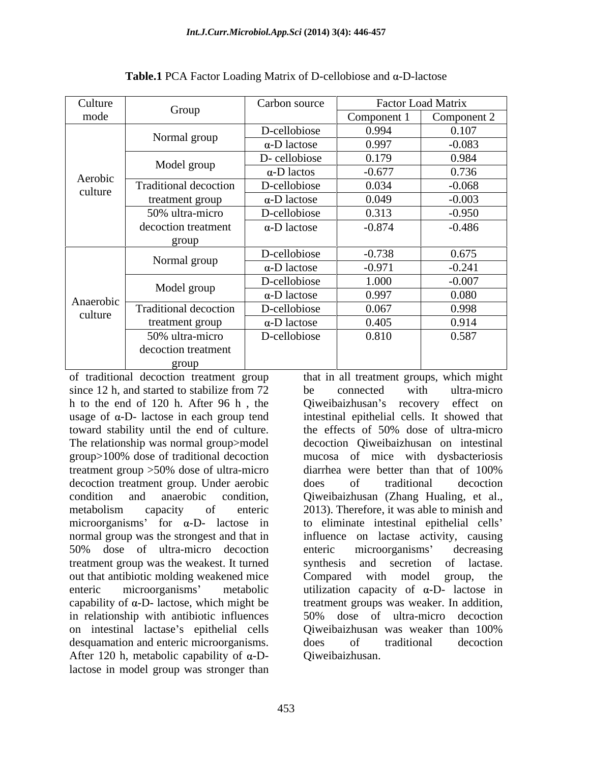**Table.1** PCA Factor Loading Matrix of D-cellobiose and α-D-lactose

| Culture mode | Group | Carbon source | Factor Load Matrix | |
|---|---|---|---|---|
| | | | Component 1 | Component 2 |
| Aerobic culture | Normal group | D-cellobiose | 0.994 | 0.107 |
| | | α-D lactose | 0.997 | -0.083 |
| | Model group | D- cellobiose | 0.179 | 0.984 |
| | | α-D lactos | -0.677 | 0.736 |
| | Traditional decoction treatment group | D-cellobiose | 0.034 | -0.068 |
| | | α-D lactose | 0.049 | -0.003 |
| | 50% ultra-micro decoction treatment group | D-cellobiose | 0.313 | -0.950 |
| | | α-D lactose | -0.874 | -0.486 |
| Anaerobic culture | Normal group | D-cellobiose | -0.738 | 0.675 |
| | | α-D lactose | -0.971 | -0.241 |
| | Model group | D-cellobiose | 1.000 | -0.007 |
| | | α-D lactose | 0.997 | 0.080 |
| | Traditional decoction treatment group | D-cellobiose | 0.067 | 0.998 |
| | | α-D lactose | 0.405 | 0.914 |
| | 50% ultra-micro decoction treatment group | D-cellobiose | 0.810 | 0.587 |

of traditional decoction treatment group since 12 h, and started to stabilize from 72 h to the end of 120 h. After 96 h , the usage of α-D- lactose in each group tend toward stability until the end of culture. The relationship was normal group>model group>100% dose of traditional decoction treatment group >50% dose of ultra-micro decoction treatment group. Under aerobic condition and anaerobic condition, metabolism capacity of enteric microorganisms' for α-D- lactose in normal group was the strongest and that in 50% dose of ultra-micro decoction treatment group was the weakest. It turned out that antibiotic molding weakened mice enteric microorganisms' metabolic capability of α-D- lactose, which might be in relationship with antibiotic influences on intestinal lactase's epithelial cells desquamation and enteric microorganisms. After 120 h, metabolic capability of α-D- lactose in model group was stronger than that in all treatment groups, which might be connected with ultra-micro Qiweibaizhusan's recovery effect on intestinal epithelial cells. It showed that the effects of 50% dose of ultra-micro decoction Qiweibaizhusan on intestinal mucosa of mice with dysbacteriosis diarrhea were better than that of 100% does of traditional decoction Qiweibaizhusan (Zhang Hualing, et al., 2013). Therefore, it was able to minish and to eliminate intestinal epithelial cells' influence on lactase activity, causing enteric microorganisms' decreasing synthesis and secretion of lactase. Compared with model group, the utilization capacity of α-D- lactose in treatment groups was weaker. In addition, 50% dose of ultra-micro decoction Qiweibaizhusan was weaker than 100% does of traditional decoction Qiweibaizhusan.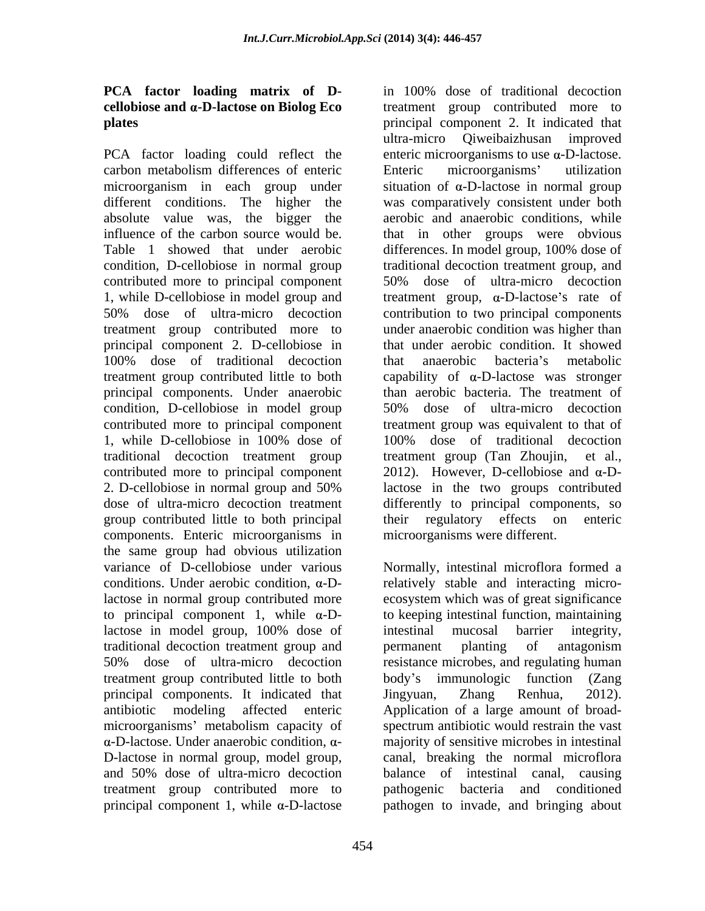**PCA factor loading matrix of D-cellobiose and α-D-lactose on Biolog Eco plates**

PCA factor loading could reflect the carbon metabolism differences of enteric microorganism in each group under different conditions. The higher the absolute value was, the bigger the influence of the carbon source would be. Table 1 showed that under aerobic condition, D-cellobiose in normal group contributed more to principal component 1, while D-cellobiose in model group and 50% dose of ultra-micro decoction treatment group contributed more to principal component 2. D-cellobiose in 100% dose of traditional decoction treatment group contributed little to both principal components. Under anaerobic condition, D-cellobiose in model group contributed more to principal component 1, while D-cellobiose in 100% dose of traditional decoction treatment group contributed more to principal component 2. D-cellobiose in normal group and 50% dose of ultra-micro decoction treatment group contributed little to both principal components. Enteric microorganisms in the same group had obvious utilization variance of D-cellobiose under various conditions. Under aerobic condition, α-D-lactose in normal group contributed more to principal component 1, while α-D-lactose in model group, 100% dose of traditional decoction treatment group and 50% dose of ultra-micro decoction treatment group contributed little to both principal components. It indicated that antibiotic modeling affected enteric microorganisms' metabolism capacity of α-D-lactose. Under anaerobic condition, α-D-lactose in normal group, model group, and 50% dose of ultra-micro decoction treatment group contributed more to principal component 1, while α-D-lactose in 100% dose of traditional decoction treatment group contributed more to principal component 2. It indicated that ultra-micro Qiweibaizhusan improved enteric microorganisms to use α-D-lactose. Enteric microorganisms' utilization situation of α-D-lactose in normal group was comparatively consistent under both aerobic and anaerobic conditions, while that in other groups were obvious differences. In model group, 100% dose of traditional decoction treatment group, and 50% dose of ultra-micro decoction treatment group, α-D-lactose's rate of contribution to two principal components under anaerobic condition was higher than that under aerobic condition. It showed that anaerobic bacteria's metabolic capability of α-D-lactose was stronger than aerobic bacteria. The treatment of 50% dose of ultra-micro decoction treatment group was equivalent to that of 100% dose of traditional decoction treatment group (Tan Zhoujin, et al., 2012). However, D-cellobiose and α-D-lactose in the two groups contributed differently to principal components, so their regulatory effects on enteric microorganisms were different.

Normally, intestinal microflora formed a relatively stable and interacting micro-ecosystem which was of great significance to keeping intestinal function, maintaining intestinal mucosal barrier integrity, permanent planting of antagonism resistance microbes, and regulating human body's immunologic function (Zang Jingyuan, Zhang Renhua, 2012). Application of a large amount of broad-spectrum antibiotic would restrain the vast majority of sensitive microbes in intestinal canal, breaking the normal microflora balance of intestinal canal, causing pathogenic bacteria and conditioned pathogen to invade, and bringing about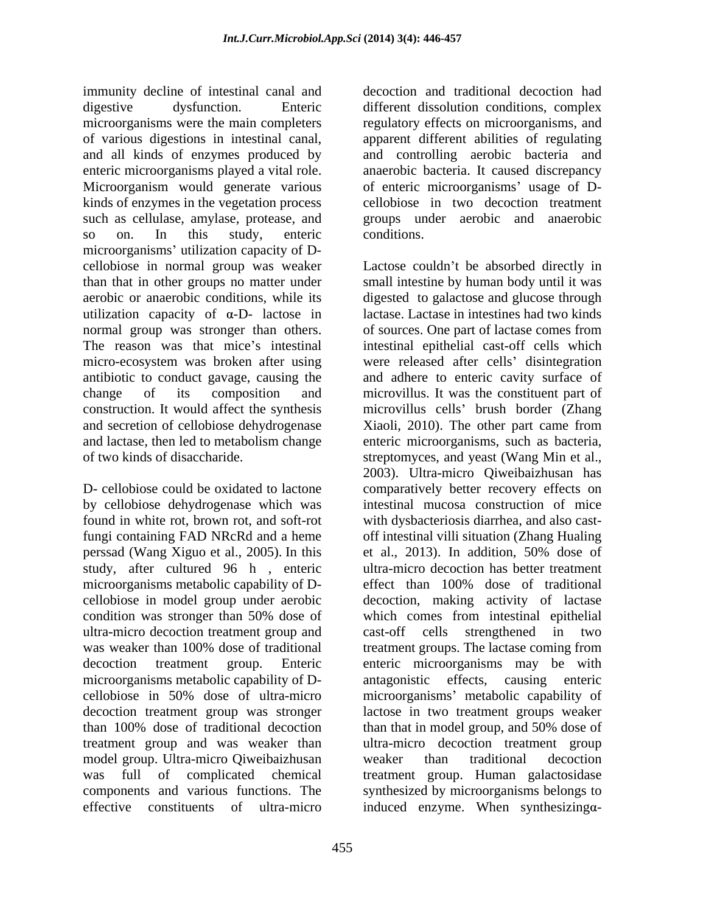immunity decline of intestinal canal and digestive dysfunction. Enteric microorganisms were the main completers of various digestions in intestinal canal, and all kinds of enzymes produced by enteric microorganisms played a vital role. Microorganism would generate various kinds of enzymes in the vegetation process such as cellulase, amylase, protease, and so on. In this study, enteric microorganisms' utilization capacity of D-cellobiose in normal group was weaker than that in other groups no matter under aerobic or anaerobic conditions, while its utilization capacity of α-D- lactose in normal group was stronger than others. The reason was that mice's intestinal micro-ecosystem was broken after using antibiotic to conduct gavage, causing the change of its composition and construction. It would affect the synthesis and secretion of cellobiose dehydrogenase and lactase, then led to metabolism change of two kinds of disaccharide.

D- cellobiose could be oxidated to lactone by cellobiose dehydrogenase which was found in white rot, brown rot, and soft-rot fungi containing FAD NRcRd and a heme perssad (Wang Xiguo et al., 2005). In this study, after cultured 96 h , enteric microorganisms metabolic capability of D-cellobiose in model group under aerobic condition was stronger than 50% dose of ultra-micro decoction treatment group and was weaker than 100% dose of traditional decoction treatment group. Enteric microorganisms metabolic capability of D-cellobiose in 50% dose of ultra-micro decoction treatment group was stronger than 100% dose of traditional decoction treatment group and was weaker than model group. Ultra-micro Qiweibaizhusan was full of complicated chemical components and various functions. The effective constituents of ultra-micro decoction and traditional decoction had different dissolution conditions, complex regulatory effects on microorganisms, and apparent different abilities of regulating and controlling aerobic bacteria and anaerobic bacteria. It caused discrepancy of enteric microorganisms' usage of D-cellobiose in two decoction treatment groups under aerobic and anaerobic conditions.

Lactose couldn't be absorbed directly in small intestine by human body until it was digested to galactose and glucose through lactase. Lactase in intestines had two kinds of sources. One part of lactase comes from intestinal epithelial cast-off cells which were released after cells' disintegration and adhere to enteric cavity surface of microvillus. It was the constituent part of microvillus cells' brush border (Zhang Xiaoli, 2010). The other part came from enteric microorganisms, such as bacteria, streptomyces, and yeast (Wang Min et al., 2003). Ultra-micro Qiweibaizhusan has comparatively better recovery effects on intestinal mucosa construction of mice with dysbacteriosis diarrhea, and also cast-off intestinal villi situation (Zhang Hualing et al., 2013). In addition, 50% dose of ultra-micro decoction has better treatment effect than 100% dose of traditional decoction, making activity of lactase which comes from intestinal epithelial cast-off cells strengthened in two treatment groups. The lactase coming from enteric microorganisms may be with antagonistic effects, causing enteric microorganisms' metabolic capability of lactose in two treatment groups weaker than that in model group, and 50% dose of ultra-micro decoction treatment group weaker than traditional decoction treatment group. Human galactosidase synthesized by microorganisms belongs to induced enzyme. When synthesizingα-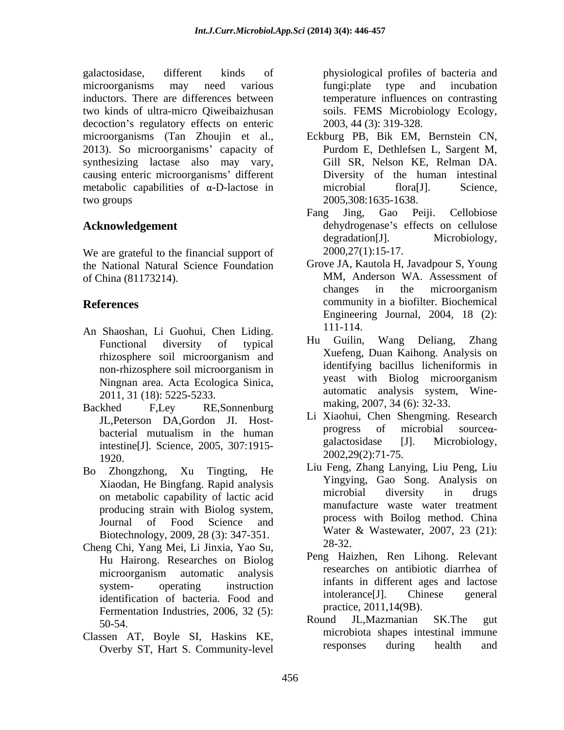galactosidase, different kinds of microorganisms may need various inductors. There are differences between two kinds of ultra-micro Qiweibaizhusan decoction's regulatory effects on enteric microorganisms (Tan Zhoujin et al., 2013). So microorganisms' capacity of synthesizing lactase also may vary, causing enteric microorganisms' different metabolic capabilities of α-D-lactose in two groups

## Acknowledgement

We are grateful to the financial support of the National Natural Science Foundation of China (81173214).

## References

An Shaoshan, Li Guohui, Chen Liding. Functional diversity of typical rhizosphere soil microorganism and non-rhizosphere soil microorganism in Ningnan area. Acta Ecologica Sinica, 2011, 31 (18): 5225-5233.

Backhed F,Ley RE,Sonnenburg JL,Peterson DA,Gordon JI. Host-bacterial mutualism in the human intestine[J]. Science, 2005, 307:1915-1920.

Bo Zhongzhong, Xu Tingting, He Xiaodan, He Bingfang. Rapid analysis on metabolic capability of lactic acid producing strain with Biolog system, Journal of Food Science and Biotechnology, 2009, 28 (3): 347-351.

Cheng Chi, Yang Mei, Li Jinxia, Yao Su, Hu Hairong. Researches on Biolog microorganism automatic analysis system- operating instruction identification of bacteria. Food and Fermentation Industries, 2006, 32 (5): 50-54.

Classen AT, Boyle SI, Haskins KE, Overby ST, Hart S. Community-level physiological profiles of bacteria and fungi:plate type and incubation temperature influences on contrasting soils. FEMS Microbiology Ecology, 2003, 44 (3): 319-328.

Eckburg PB, Bik EM, Bernstein CN, Purdom E, Dethlefsen L, Sargent M, Gill SR, Nelson KE, Relman DA. Diversity of the human intestinal microbial flora[J]. Science, 2005,308:1635-1638.

Fang Jing, Gao Peiji. Cellobiose dehydrogenase's effects on cellulose degradation[J]. Microbiology, 2000,27(1):15-17.

Grove JA, Kautola H, Javadpour S, Young MM, Anderson WA. Assessment of changes in the microorganism community in a biofilter. Biochemical Engineering Journal, 2004, 18 (2): 111-114.

Hu Guilin, Wang Deliang, Zhang Xuefeng, Duan Kaihong. Analysis on identifying bacillus licheniformis in yeast with Biolog microorganism automatic analysis system, Wine-making, 2007, 34 (6): 32-33.

Li Xiaohui, Chen Shengming. Research progress of microbial sourceα-galactosidase [J]. Microbiology, 2002,29(2):71-75.

Liu Feng, Zhang Lanying, Liu Peng, Liu Yingying, Gao Song. Analysis on microbial diversity in drugs manufacture waste water treatment process with Boilog method. China Water & Wastewater, 2007, 23 (21): 28-32.

Peng Haizhen, Ren Lihong. Relevant researches on antibiotic diarrhea of infants in different ages and lactose intolerance[J]. Chinese general practice, 2011,14(9B).

Round JL,Mazmanian SK.The gut microbiota shapes intestinal immune responses during health and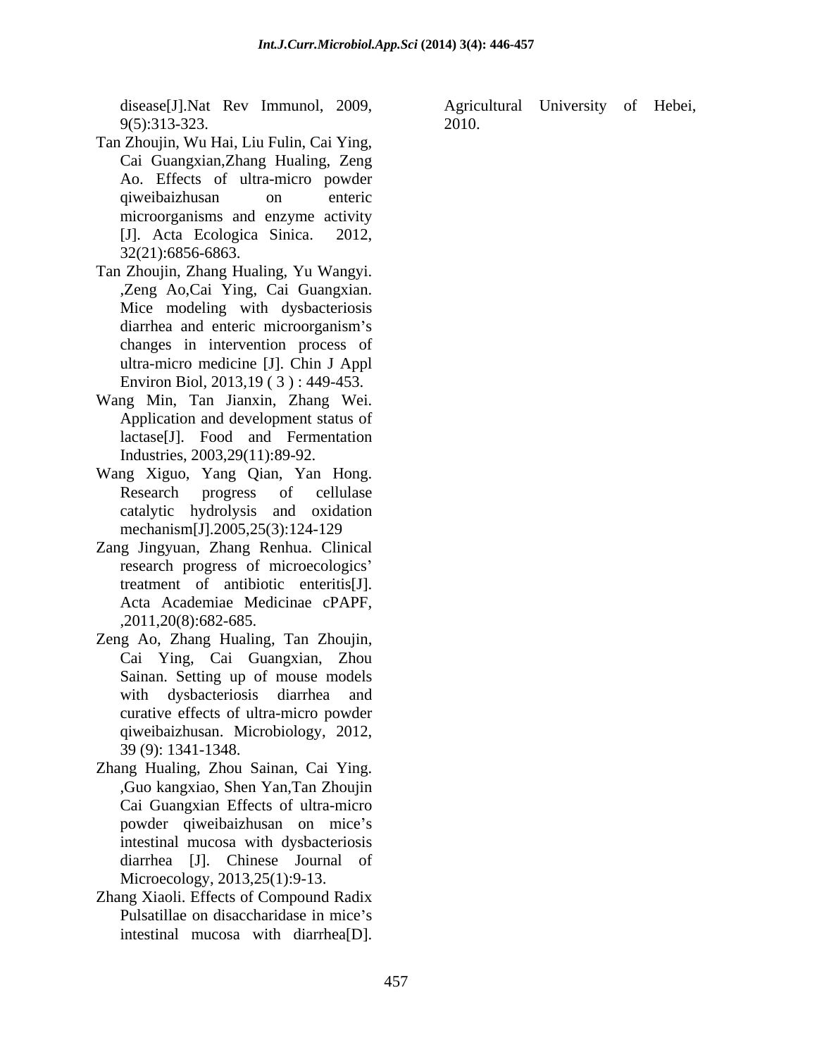disease[J].Nat Rev Immunol, 2009, 9(5):313-323.

Tan Zhoujin, Wu Hai, Liu Fulin, Cai Ying, Cai Guangxian,Zhang Hualing, Zeng Ao. Effects of ultra-micro powder qiweibaizhusan on enteric microorganisms and enzyme activity [J]. Acta Ecologica Sinica. 2012, 32(21):6856-6863.

Tan Zhoujin, Zhang Hualing, Yu Wangyi. ,Zeng Ao,Cai Ying, Cai Guangxian. Mice modeling with dysbacteriosis diarrhea and enteric microorganism's changes in intervention process of ultra-micro medicine [J]. Chin J Appl Environ Biol, 2013,19 ( 3 ) : 449-453.

Wang Min, Tan Jianxin, Zhang Wei. Application and development status of lactase[J]. Food and Fermentation Industries, 2003,29(11):89-92.

Wang Xiguo, Yang Qian, Yan Hong. Research progress of cellulase catalytic hydrolysis and oxidation mechanism[J].2005,25(3):124-129

Zang Jingyuan, Zhang Renhua. Clinical research progress of microecologics' treatment of antibiotic enteritis[J]. Acta Academiae Medicinae cPAPF, ,2011,20(8):682-685.

Zeng Ao, Zhang Hualing, Tan Zhoujin, Cai Ying, Cai Guangxian, Zhou Sainan. Setting up of mouse models with dysbacteriosis diarrhea and curative effects of ultra-micro powder qiweibaizhusan. Microbiology, 2012, 39 (9): 1341-1348.

Zhang Hualing, Zhou Sainan, Cai Ying. ,Guo kangxiao, Shen Yan,Tan Zhoujin Cai Guangxian Effects of ultra-micro powder qiweibaizhusan on mice's intestinal mucosa with dysbacteriosis diarrhea [J]. Chinese Journal of Microecology, 2013,25(1):9-13.

Zhang Xiaoli. Effects of Compound Radix Pulsatillae on disaccharidase in mice's intestinal mucosa with diarrhea[D]. Agricultural University of Hebei, 2010.